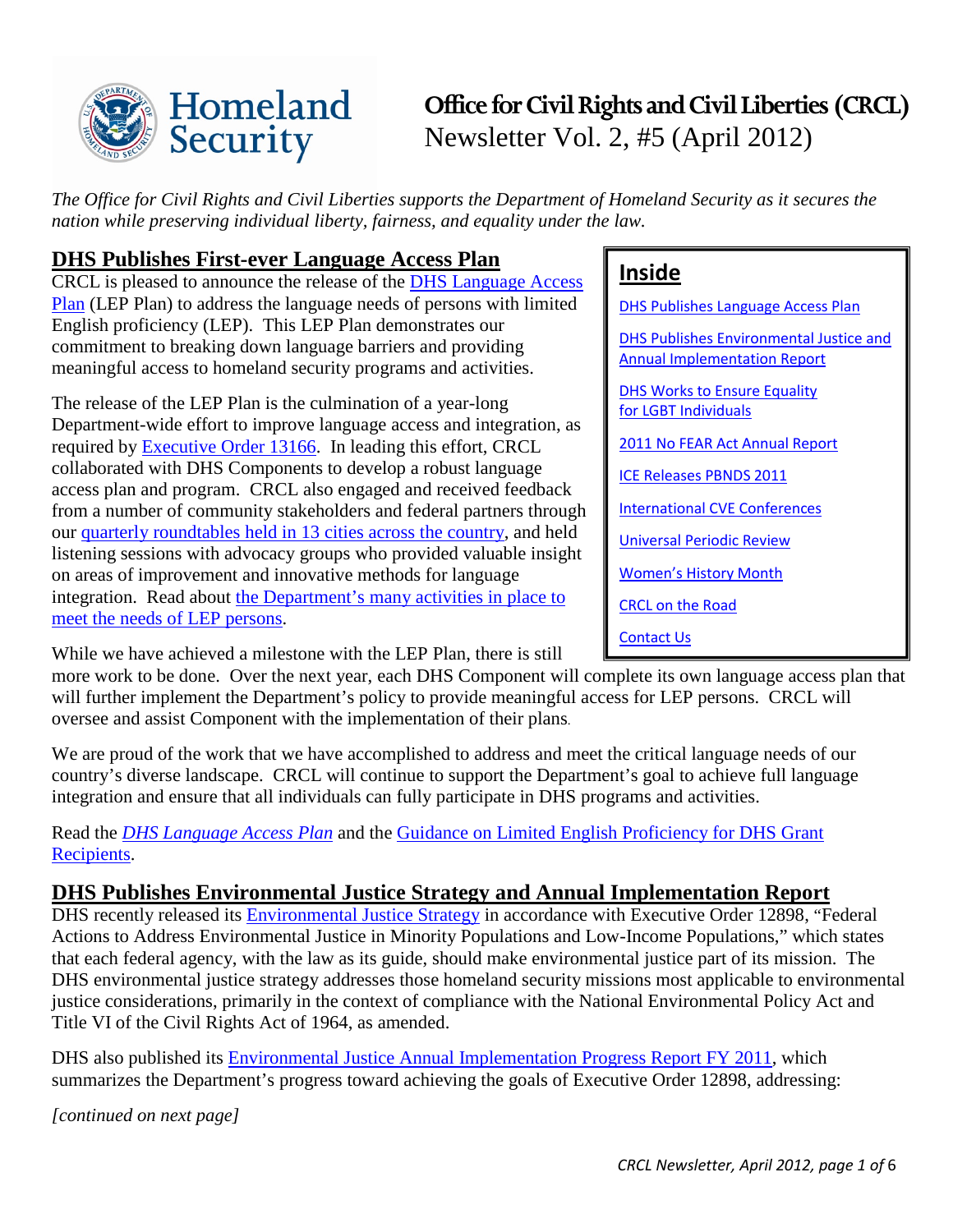# Office for Civil Rights and Civil Liberties (CRCL)
Newsletter Vol. 2, #5 (April 2012)

*The Office for Civil Rights and Civil Liberties supports the Department of Homeland Security as it secures the nation while preserving individual liberty, fairness, and equality under the law.*

**Inside**

- DHS Publishes Language Access Plan
- DHS Publishes Environmental Justice and Annual Implementation Report
- DHS Works to Ensure Equality for LGBT Individuals
- 2011 No FEAR Act Annual Report
- ICE Releases PBNDS 2011
- International CVE Conferences
- Universal Periodic Review
- Women's History Month
- CRCL on the Road
- Contact Us

## DHS Publishes First-ever Language Access Plan

CRCL is pleased to announce the release of the DHS Language Access Plan (LEP Plan) to address the language needs of persons with limited English proficiency (LEP). This LEP Plan demonstrates our commitment to breaking down language barriers and providing meaningful access to homeland security programs and activities.

The release of the LEP Plan is the culmination of a year-long Department-wide effort to improve language access and integration, as required by Executive Order 13166. In leading this effort, CRCL collaborated with DHS Components to develop a robust language access plan and program. CRCL also engaged and received feedback from a number of community stakeholders and federal partners through our quarterly roundtables held in 13 cities across the country, and held listening sessions with advocacy groups who provided valuable insight on areas of improvement and innovative methods for language integration. Read about the Department's many activities in place to meet the needs of LEP persons.

While we have achieved a milestone with the LEP Plan, there is still more work to be done. Over the next year, each DHS Component will complete its own language access plan that will further implement the Department's policy to provide meaningful access for LEP persons. CRCL will oversee and assist Component with the implementation of their plans.

We are proud of the work that we have accomplished to address and meet the critical language needs of our country's diverse landscape. CRCL will continue to support the Department's goal to achieve full language integration and ensure that all individuals can fully participate in DHS programs and activities.

Read the *DHS Language Access Plan* and the Guidance on Limited English Proficiency for DHS Grant Recipients.

## DHS Publishes Environmental Justice Strategy and Annual Implementation Report

DHS recently released its Environmental Justice Strategy in accordance with Executive Order 12898, "Federal Actions to Address Environmental Justice in Minority Populations and Low-Income Populations," which states that each federal agency, with the law as its guide, should make environmental justice part of its mission. The DHS environmental justice strategy addresses those homeland security missions most applicable to environmental justice considerations, primarily in the context of compliance with the National Environmental Policy Act and Title VI of the Civil Rights Act of 1964, as amended.

DHS also published its Environmental Justice Annual Implementation Progress Report FY 2011, which summarizes the Department's progress toward achieving the goals of Executive Order 12898, addressing:

*[continued on next page]*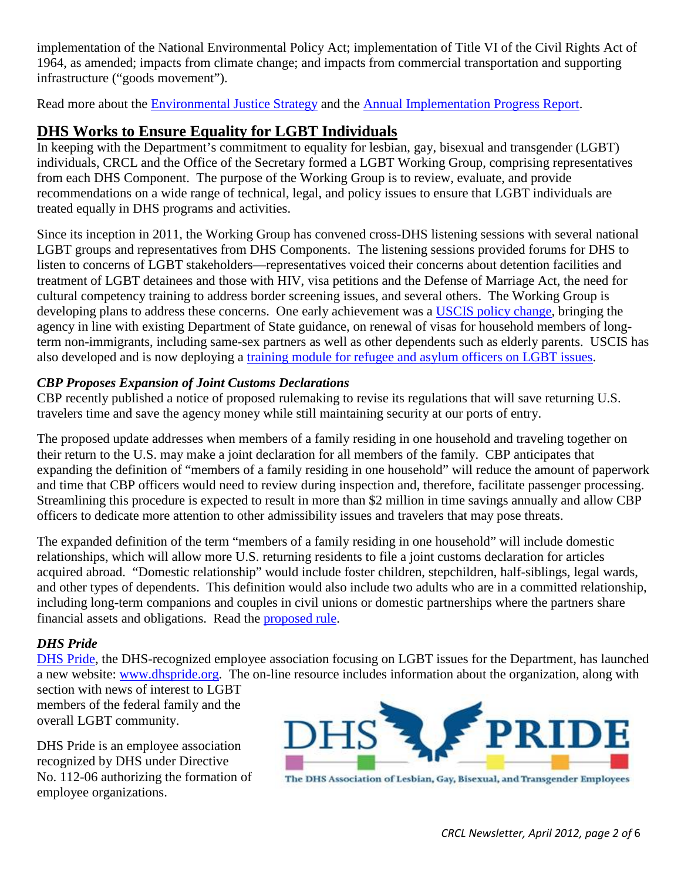implementation of the National Environmental Policy Act; implementation of Title VI of the Civil Rights Act of 1964, as amended; impacts from climate change; and impacts from commercial transportation and supporting infrastructure ("goods movement").

Read more about the Environmental Justice Strategy and the Annual Implementation Progress Report.

## DHS Works to Ensure Equality for LGBT Individuals

In keeping with the Department's commitment to equality for lesbian, gay, bisexual and transgender (LGBT) individuals, CRCL and the Office of the Secretary formed a LGBT Working Group, comprising representatives from each DHS Component. The purpose of the Working Group is to review, evaluate, and provide recommendations on a wide range of technical, legal, and policy issues to ensure that LGBT individuals are treated equally in DHS programs and activities.

Since its inception in 2011, the Working Group has convened cross-DHS listening sessions with several national LGBT groups and representatives from DHS Components. The listening sessions provided forums for DHS to listen to concerns of LGBT stakeholders—representatives voiced their concerns about detention facilities and treatment of LGBT detainees and those with HIV, visa petitions and the Defense of Marriage Act, the need for cultural competency training to address border screening issues, and several others. The Working Group is developing plans to address these concerns. One early achievement was a USCIS policy change, bringing the agency in line with existing Department of State guidance, on renewal of visas for household members of long-term non-immigrants, including same-sex partners as well as other dependents such as elderly parents. USCIS has also developed and is now deploying a training module for refugee and asylum officers on LGBT issues.

### *CBP Proposes Expansion of Joint Customs Declarations*

CBP recently published a notice of proposed rulemaking to revise its regulations that will save returning U.S. travelers time and save the agency money while still maintaining security at our ports of entry.

The proposed update addresses when members of a family residing in one household and traveling together on their return to the U.S. may make a joint declaration for all members of the family. CBP anticipates that expanding the definition of "members of a family residing in one household" will reduce the amount of paperwork and time that CBP officers would need to review during inspection and, therefore, facilitate passenger processing. Streamlining this procedure is expected to result in more than $2 million in time savings annually and allow CBP officers to dedicate more attention to other admissibility issues and travelers that may pose threats.

The expanded definition of the term "members of a family residing in one household" will include domestic relationships, which will allow more U.S. returning residents to file a joint customs declaration for articles acquired abroad. "Domestic relationship" would include foster children, stepchildren, half-siblings, legal wards, and other types of dependents. This definition would also include two adults who are in a committed relationship, including long-term companions and couples in civil unions or domestic partnerships where the partners share financial assets and obligations. Read the proposed rule.

### *DHS Pride*

DHS Pride, the DHS-recognized employee association focusing on LGBT issues for the Department, has launched a new website: www.dhspride.org. The on-line resource includes information about the organization, along with section with news of interest to LGBT members of the federal family and the overall LGBT community.

DHS Pride is an employee association recognized by DHS under Directive No. 112-06 authorizing the formation of employee organizations.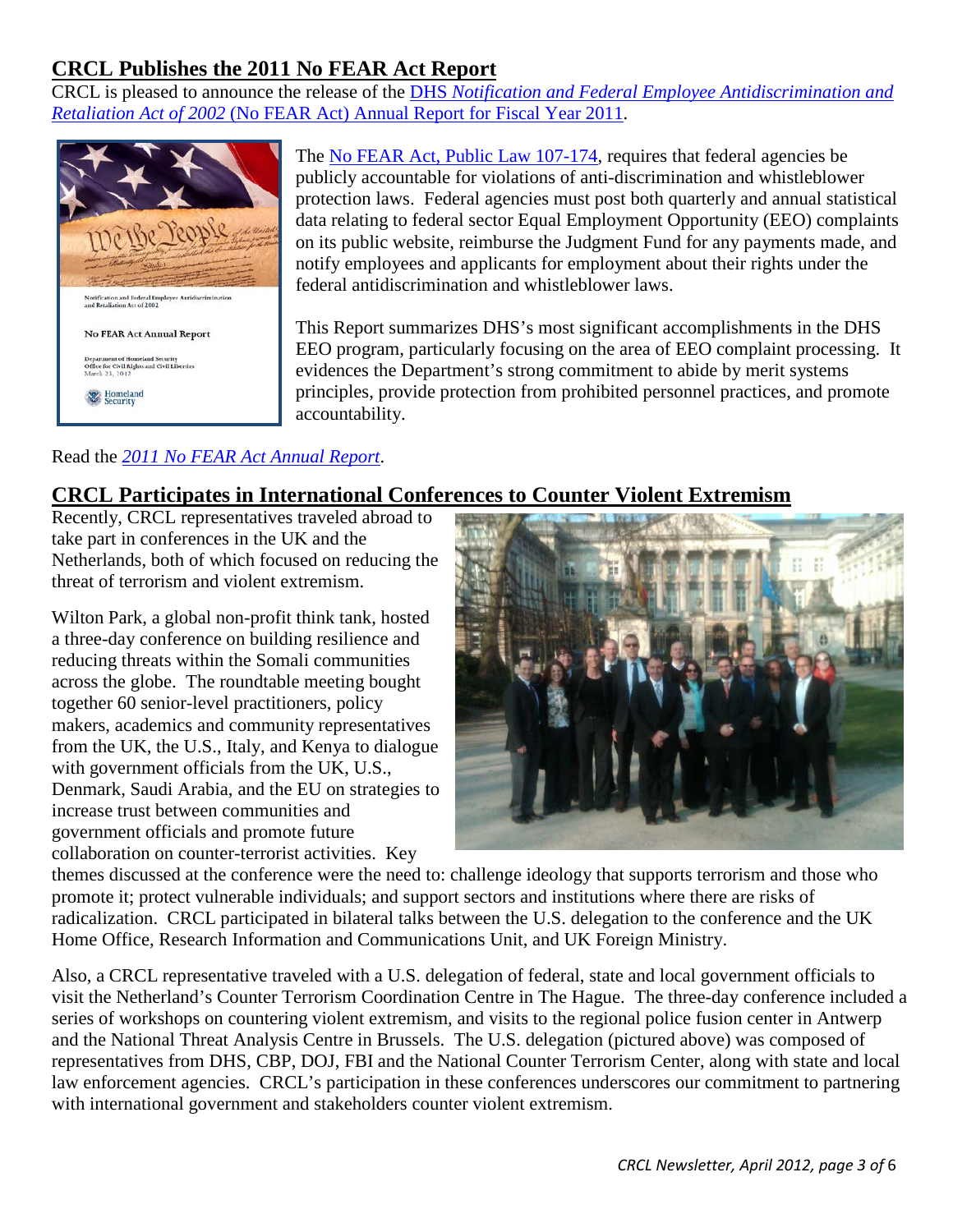## CRCL Publishes the 2011 No FEAR Act Report

CRCL is pleased to announce the release of the DHS *Notification and Federal Employee Antidiscrimination and Retaliation Act of 2002* (No FEAR Act) Annual Report for Fiscal Year 2011.

The No FEAR Act, Public Law 107-174, requires that federal agencies be publicly accountable for violations of anti-discrimination and whistleblower protection laws. Federal agencies must post both quarterly and annual statistical data relating to federal sector Equal Employment Opportunity (EEO) complaints on its public website, reimburse the Judgment Fund for any payments made, and notify employees and applicants for employment about their rights under the federal antidiscrimination and whistleblower laws.

This Report summarizes DHS's most significant accomplishments in the DHS EEO program, particularly focusing on the area of EEO complaint processing. It evidences the Department's strong commitment to abide by merit systems principles, provide protection from prohibited personnel practices, and promote accountability.

Read the *2011 No FEAR Act Annual Report*.

## CRCL Participates in International Conferences to Counter Violent Extremism

Recently, CRCL representatives traveled abroad to take part in conferences in the UK and the Netherlands, both of which focused on reducing the threat of terrorism and violent extremism.

Wilton Park, a global non-profit think tank, hosted a three-day conference on building resilience and reducing threats within the Somali communities across the globe. The roundtable meeting bought together 60 senior-level practitioners, policy makers, academics and community representatives from the UK, the U.S., Italy, and Kenya to dialogue with government officials from the UK, U.S., Denmark, Saudi Arabia, and the EU on strategies to increase trust between communities and government officials and promote future collaboration on counter-terrorist activities. Key themes discussed at the conference were the need to: challenge ideology that supports terrorism and those who promote it; protect vulnerable individuals; and support sectors and institutions where there are risks of radicalization. CRCL participated in bilateral talks between the U.S. delegation to the conference and the UK Home Office, Research Information and Communications Unit, and UK Foreign Ministry.

Also, a CRCL representative traveled with a U.S. delegation of federal, state and local government officials to visit the Netherland's Counter Terrorism Coordination Centre in The Hague. The three-day conference included a series of workshops on countering violent extremism, and visits to the regional police fusion center in Antwerp and the National Threat Analysis Centre in Brussels. The U.S. delegation (pictured above) was composed of representatives from DHS, CBP, DOJ, FBI and the National Counter Terrorism Center, along with state and local law enforcement agencies. CRCL's participation in these conferences underscores our commitment to partnering with international government and stakeholders counter violent extremism.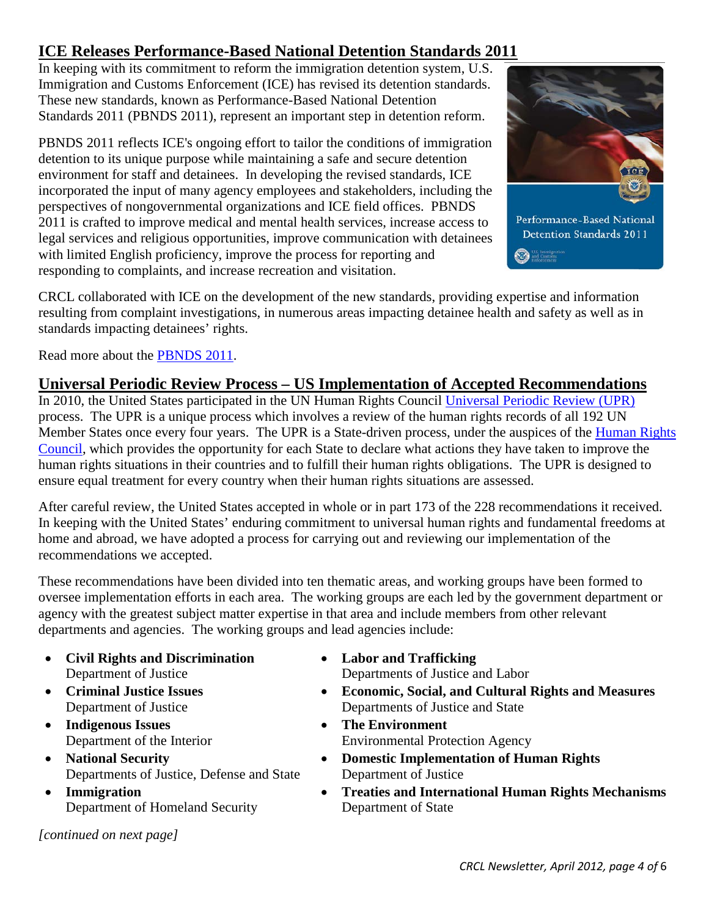## ICE Releases Performance-Based National Detention Standards 2011

In keeping with its commitment to reform the immigration detention system, U.S. Immigration and Customs Enforcement (ICE) has revised its detention standards. These new standards, known as Performance-Based National Detention Standards 2011 (PBNDS 2011), represent an important step in detention reform.

PBNDS 2011 reflects ICE's ongoing effort to tailor the conditions of immigration detention to its unique purpose while maintaining a safe and secure detention environment for staff and detainees. In developing the revised standards, ICE incorporated the input of many agency employees and stakeholders, including the perspectives of nongovernmental organizations and ICE field offices. PBNDS 2011 is crafted to improve medical and mental health services, increase access to legal services and religious opportunities, improve communication with detainees with limited English proficiency, improve the process for reporting and responding to complaints, and increase recreation and visitation.

CRCL collaborated with ICE on the development of the new standards, providing expertise and information resulting from complaint investigations, in numerous areas impacting detainee health and safety as well as in standards impacting detainees' rights.

Read more about the PBNDS 2011.

## Universal Periodic Review Process – US Implementation of Accepted Recommendations

In 2010, the United States participated in the UN Human Rights Council Universal Periodic Review (UPR) process. The UPR is a unique process which involves a review of the human rights records of all 192 UN Member States once every four years. The UPR is a State-driven process, under the auspices of the Human Rights Council, which provides the opportunity for each State to declare what actions they have taken to improve the human rights situations in their countries and to fulfill their human rights obligations. The UPR is designed to ensure equal treatment for every country when their human rights situations are assessed.

After careful review, the United States accepted in whole or in part 173 of the 228 recommendations it received. In keeping with the United States' enduring commitment to universal human rights and fundamental freedoms at home and abroad, we have adopted a process for carrying out and reviewing our implementation of the recommendations we accepted.

These recommendations have been divided into ten thematic areas, and working groups have been formed to oversee implementation efforts in each area. The working groups are each led by the government department or agency with the greatest subject matter expertise in that area and include members from other relevant departments and agencies. The working groups and lead agencies include:

- **Civil Rights and Discrimination**
  Department of Justice
- **Criminal Justice Issues**
  Department of Justice
- **Indigenous Issues**
  Department of the Interior
- **National Security**
  Departments of Justice, Defense and State
- **Immigration**
  Department of Homeland Security
- **Labor and Trafficking**
  Departments of Justice and Labor
- **Economic, Social, and Cultural Rights and Measures**
  Departments of Justice and State
- **The Environment**
  Environmental Protection Agency
- **Domestic Implementation of Human Rights**
  Department of Justice
- **Treaties and International Human Rights Mechanisms**
  Department of State

*[continued on next page]*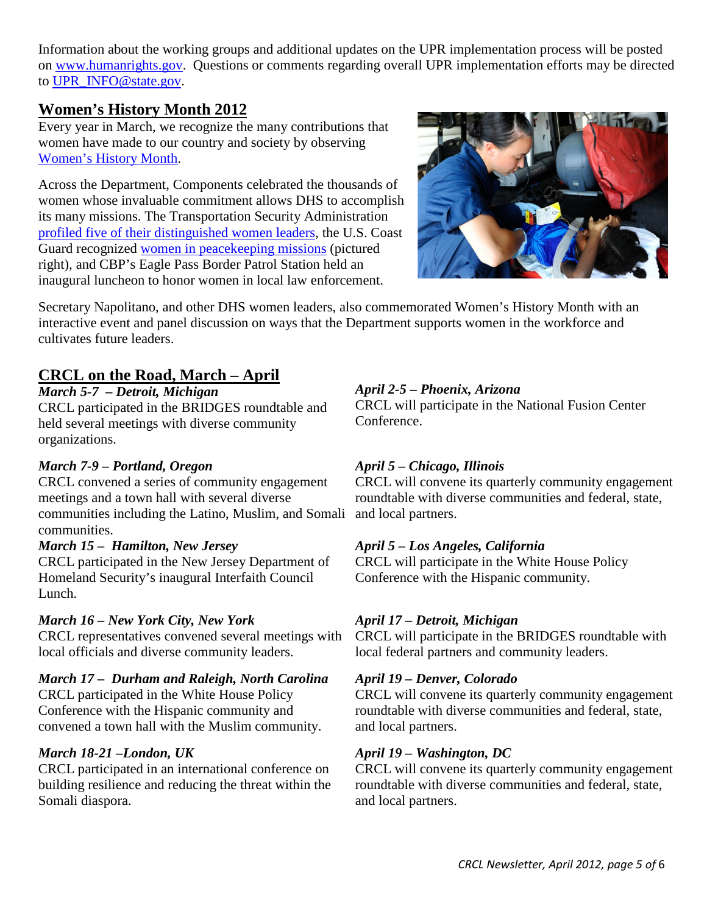Information about the working groups and additional updates on the UPR implementation process will be posted on [www.humanrights.gov](http://www.humanrights.gov). Questions or comments regarding overall UPR implementation efforts may be directed to [UPR_INFO@state.gov](mailto:UPR_INFO@state.gov).

## Women's History Month 2012

Every year in March, we recognize the many contributions that women have made to our country and society by observing [Women's History Month](#).

Across the Department, Components celebrated the thousands of women whose invaluable commitment allows DHS to accomplish its many missions. The Transportation Security Administration [profiled five of their distinguished women leaders](#), the U.S. Coast Guard recognized [women in peacekeeping missions](#) (pictured right), and CBP's Eagle Pass Border Patrol Station held an inaugural luncheon to honor women in local law enforcement.

Secretary Napolitano, and other DHS women leaders, also commemorated Women's History Month with an interactive event and panel discussion on ways that the Department supports women in the workforce and cultivates future leaders.

## CRCL on the Road, March – April

***March 5-7 – Detroit, Michigan***
CRCL participated in the BRIDGES roundtable and held several meetings with diverse community organizations.

***March 7-9 – Portland, Oregon***
CRCL convened a series of community engagement meetings and a town hall with several diverse communities including the Latino, Muslim, and Somali communities.

***March 15 – Hamilton, New Jersey***
CRCL participated in the New Jersey Department of Homeland Security's inaugural Interfaith Council Lunch.

***March 16 – New York City, New York***
CRCL representatives convened several meetings with local officials and diverse community leaders.

***March 17 – Durham and Raleigh, North Carolina***
CRCL participated in the White House Policy Conference with the Hispanic community and convened a town hall with the Muslim community.

***March 18-21 –London, UK***
CRCL participated in an international conference on building resilience and reducing the threat within the Somali diaspora.

***April 2-5 – Phoenix, Arizona***
CRCL will participate in the National Fusion Center Conference.

***April 5 – Chicago, Illinois***
CRCL will convene its quarterly community engagement roundtable with diverse communities and federal, state, and local partners.

***April 5 – Los Angeles, California***
CRCL will participate in the White House Policy Conference with the Hispanic community.

***April 17 – Detroit, Michigan***
CRCL will participate in the BRIDGES roundtable with local federal partners and community leaders.

***April 19 – Denver, Colorado***
CRCL will convene its quarterly community engagement roundtable with diverse communities and federal, state, and local partners.

***April 19 – Washington, DC***
CRCL will convene its quarterly community engagement roundtable with diverse communities and federal, state, and local partners.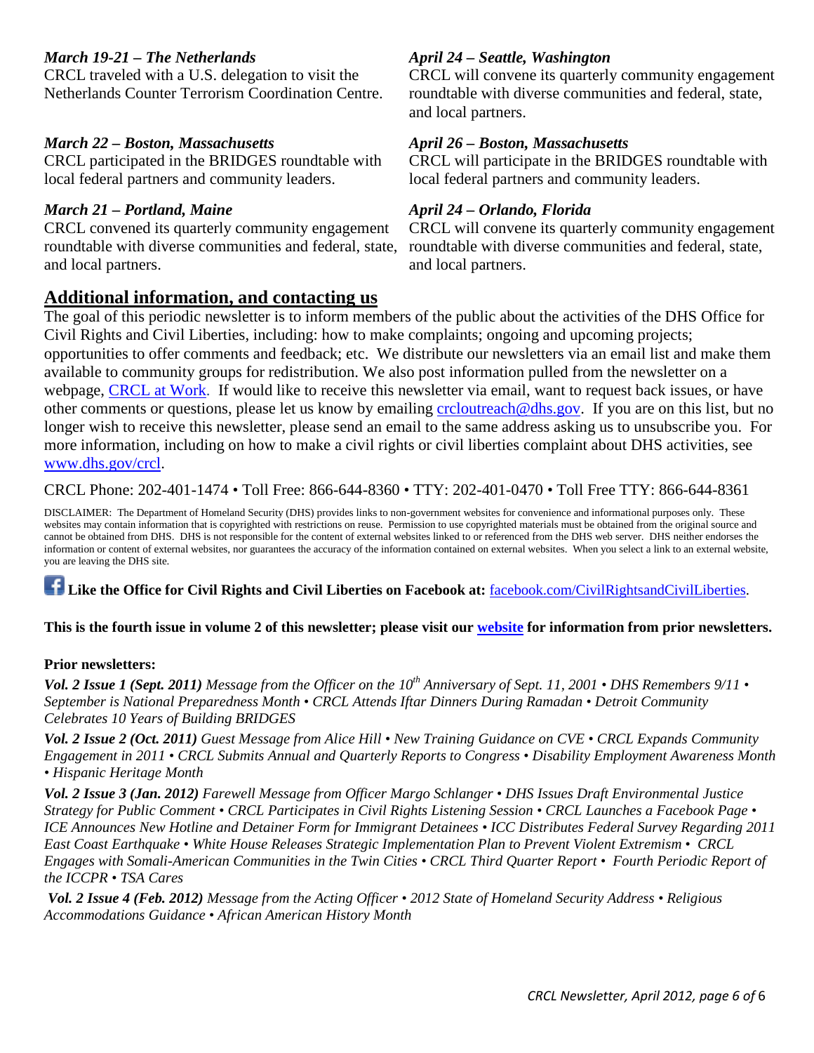***March 19-21 – The Netherlands***
CRCL traveled with a U.S. delegation to visit the Netherlands Counter Terrorism Coordination Centre.

***March 22 – Boston, Massachusetts***
CRCL participated in the BRIDGES roundtable with local federal partners and community leaders.

***March 21 – Portland, Maine***
CRCL convened its quarterly community engagement roundtable with diverse communities and federal, state, and local partners.

***April 24 – Seattle, Washington***
CRCL will convene its quarterly community engagement roundtable with diverse communities and federal, state, and local partners.

***April 26 – Boston, Massachusetts***
CRCL will participate in the BRIDGES roundtable with local federal partners and community leaders.

***April 24 – Orlando, Florida***
CRCL will convene its quarterly community engagement roundtable with diverse communities and federal, state, and local partners.

## Additional information, and contacting us

The goal of this periodic newsletter is to inform members of the public about the activities of the DHS Office for Civil Rights and Civil Liberties, including: how to make complaints; ongoing and upcoming projects; opportunities to offer comments and feedback; etc. We distribute our newsletters via an email list and make them available to community groups for redistribution. We also post information pulled from the newsletter on a webpage, CRCL at Work. If would like to receive this newsletter via email, want to request back issues, or have other comments or questions, please let us know by emailing crcloutreach@dhs.gov. If you are on this list, but no longer wish to receive this newsletter, please send an email to the same address asking us to unsubscribe you. For more information, including on how to make a civil rights or civil liberties complaint about DHS activities, see www.dhs.gov/crcl.

CRCL Phone: 202-401-1474 • Toll Free: 866-644-8360 • TTY: 202-401-0470 • Toll Free TTY: 866-644-8361

DISCLAIMER: The Department of Homeland Security (DHS) provides links to non-government websites for convenience and informational purposes only. These websites may contain information that is copyrighted with restrictions on reuse. Permission to use copyrighted materials must be obtained from the original source and cannot be obtained from DHS. DHS is not responsible for the content of external websites linked to or referenced from the DHS web server. DHS neither endorses the information or content of external websites, nor guarantees the accuracy of the information contained on external websites. When you select a link to an external website, you are leaving the DHS site.

**Like the Office for Civil Rights and Civil Liberties on Facebook at:** facebook.com/CivilRightsandCivilLiberties.

**This is the fourth issue in volume 2 of this newsletter; please visit our website for information from prior newsletters.**

**Prior newsletters:**

***Vol. 2 Issue 1 (Sept. 2011)*** *Message from the Officer on the 10th Anniversary of Sept. 11, 2001 • DHS Remembers 9/11 • September is National Preparedness Month • CRCL Attends Iftar Dinners During Ramadan • Detroit Community Celebrates 10 Years of Building BRIDGES*

***Vol. 2 Issue 2 (Oct. 2011)*** *Guest Message from Alice Hill • New Training Guidance on CVE • CRCL Expands Community Engagement in 2011 • CRCL Submits Annual and Quarterly Reports to Congress • Disability Employment Awareness Month • Hispanic Heritage Month*

***Vol. 2 Issue 3 (Jan. 2012)*** *Farewell Message from Officer Margo Schlanger • DHS Issues Draft Environmental Justice Strategy for Public Comment • CRCL Participates in Civil Rights Listening Session • CRCL Launches a Facebook Page • ICE Announces New Hotline and Detainer Form for Immigrant Detainees • ICC Distributes Federal Survey Regarding 2011 East Coast Earthquake • White House Releases Strategic Implementation Plan to Prevent Violent Extremism • CRCL Engages with Somali-American Communities in the Twin Cities • CRCL Third Quarter Report • Fourth Periodic Report of the ICCPR • TSA Cares*

***Vol. 2 Issue 4 (Feb. 2012)*** *Message from the Acting Officer • 2012 State of Homeland Security Address • Religious Accommodations Guidance • African American History Month*